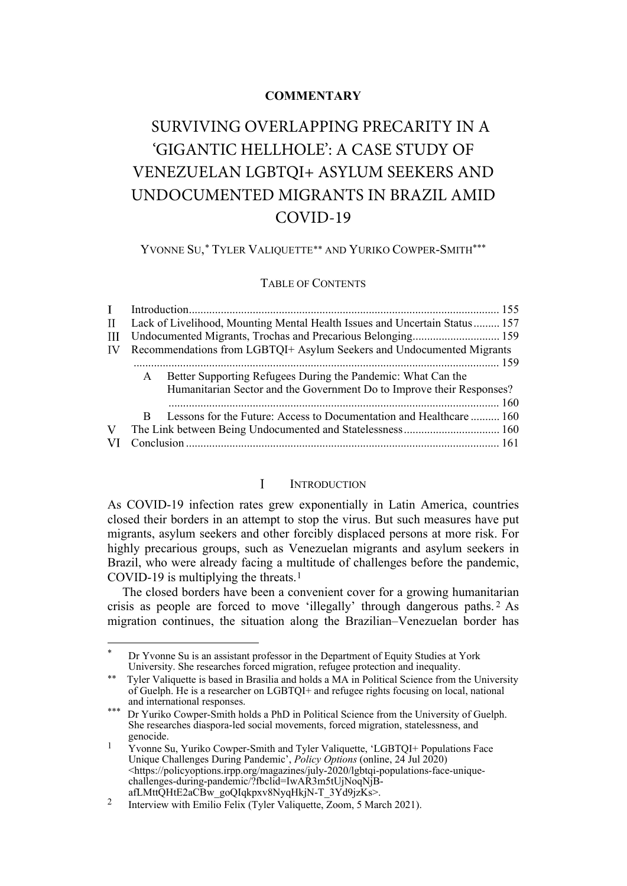**COMMENTARY**

# SURVIVING OVERLAPPING PRECARITY IN A 'GIGANTIC HELLHOLE': A CASE STUDY OF VENEZUELAN LGBTQI+ ASYLUM SEEKERS AND UNDOCUMENTED MIGRANTS IN BRAZIL AMID COVID-19

YVONNE SU,[*] TYLER VALIQUETTE[**] AND YURIKO COWPER-SMITH[***]

TABLE OF CONTENTS

- I Introduction ... 155
- II Lack of Livelihood, Mounting Mental Health Issues and Uncertain Status ... 157
- III Undocumented Migrants, Trochas and Precarious Belonging ... 159
- IV Recommendations from LGBTQI+ Asylum Seekers and Undocumented Migrants ... 159
  - A Better Supporting Refugees During the Pandemic: What Can the Humanitarian Sector and the Government Do to Improve their Responses? ... 160
  - B Lessons for the Future: Access to Documentation and Healthcare ... 160
- V The Link between Being Undocumented and Statelessness ... 160
- VI Conclusion ... 161

## I INTRODUCTION

As COVID-19 infection rates grew exponentially in Latin America, countries closed their borders in an attempt to stop the virus. But such measures have put migrants, asylum seekers and other forcibly displaced persons at more risk. For highly precarious groups, such as Venezuelan migrants and asylum seekers in Brazil, who were already facing a multitude of challenges before the pandemic, COVID-19 is multiplying the threats.[1]

The closed borders have been a convenient cover for a growing humanitarian crisis as people are forced to move 'illegally' through dangerous paths.[2] As migration continues, the situation along the Brazilian–Venezuelan border has

---

[*] Dr Yvonne Su is an assistant professor in the Department of Equity Studies at York University. She researches forced migration, refugee protection and inequality.

[**] Tyler Valiquette is based in Brasilia and holds a MA in Political Science from the University of Guelph. He is a researcher on LGBTQI+ and refugee rights focusing on local, national and international responses.

[***] Dr Yuriko Cowper-Smith holds a PhD in Political Science from the University of Guelph. She researches diaspora-led social movements, forced migration, statelessness, and genocide.

[1] Yvonne Su, Yuriko Cowper-Smith and Tyler Valiquette, 'LGBTQI+ Populations Face Unique Challenges During Pandemic', *Policy Options* (online, 24 Jul 2020) <https://policyoptions.irpp.org/magazines/july-2020/lgbtqi-populations-face-unique-challenges-during-pandemic/?fbclid=IwAR3m5tUjNoqNjB-afLMttQHtE2aCBw_goQIqkpxv8NyqHkjN-T_3Yd9jzKs>.

[2] Interview with Emilio Felix (Tyler Valiquette, Zoom, 5 March 2021).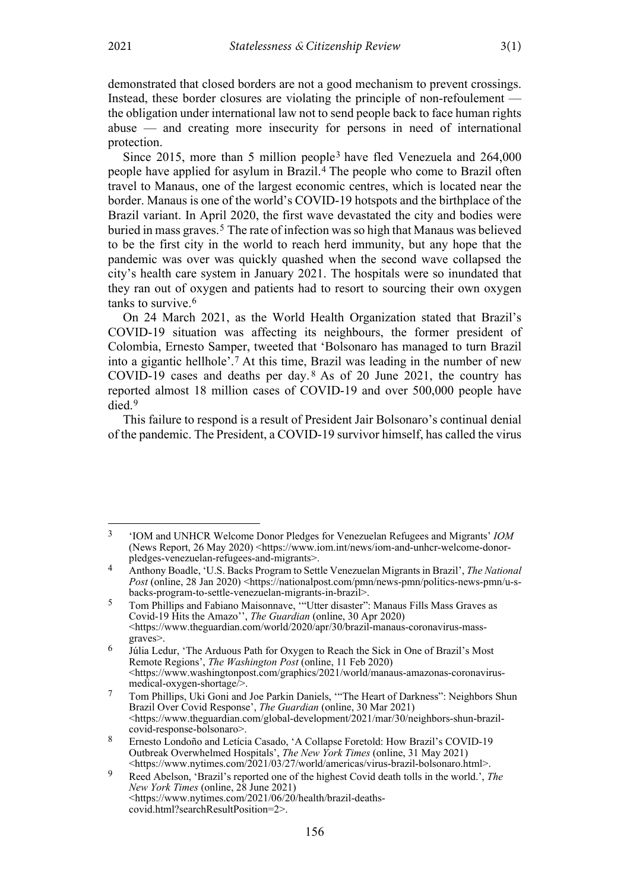demonstrated that closed borders are not a good mechanism to prevent crossings. Instead, these border closures are violating the principle of non-refoulement — the obligation under international law not to send people back to face human rights abuse — and creating more insecurity for persons in need of international protection.

Since 2015, more than 5 million people[3] have fled Venezuela and 264,000 people have applied for asylum in Brazil.[4] The people who come to Brazil often travel to Manaus, one of the largest economic centres, which is located near the border. Manaus is one of the world's COVID-19 hotspots and the birthplace of the Brazil variant. In April 2020, the first wave devastated the city and bodies were buried in mass graves.[5] The rate of infection was so high that Manaus was believed to be the first city in the world to reach herd immunity, but any hope that the pandemic was over was quickly quashed when the second wave collapsed the city's health care system in January 2021. The hospitals were so inundated that they ran out of oxygen and patients had to resort to sourcing their own oxygen tanks to survive.[6]

On 24 March 2021, as the World Health Organization stated that Brazil's COVID-19 situation was affecting its neighbours, the former president of Colombia, Ernesto Samper, tweeted that 'Bolsonaro has managed to turn Brazil into a gigantic hellhole'.[7] At this time, Brazil was leading in the number of new COVID-19 cases and deaths per day.[8] As of 20 June 2021, the country has reported almost 18 million cases of COVID-19 and over 500,000 people have died.[9]

This failure to respond is a result of President Jair Bolsonaro's continual denial of the pandemic. The President, a COVID-19 survivor himself, has called the virus

---

[3] 'IOM and UNHCR Welcome Donor Pledges for Venezuelan Refugees and Migrants' *IOM* (News Report, 26 May 2020) <https://www.iom.int/news/iom-and-unhcr-welcome-donor-pledges-venezuelan-refugees-and-migrants>.

[4] Anthony Boadle, 'U.S. Backs Program to Settle Venezuelan Migrants in Brazil', *The National Post* (online, 28 Jan 2020) <https://nationalpost.com/pmn/news-pmn/politics-news-pmn/u-s-backs-program-to-settle-venezuelan-migrants-in-brazil>.

[5] Tom Phillips and Fabiano Maisonnave, '"Utter disaster": Manaus Fills Mass Graves as Covid-19 Hits the Amazo'', *The Guardian* (online, 30 Apr 2020) <https://www.theguardian.com/world/2020/apr/30/brazil-manaus-coronavirus-mass-graves>.

[6] Júlia Ledur, 'The Arduous Path for Oxygen to Reach the Sick in One of Brazil's Most Remote Regions', *The Washington Post* (online, 11 Feb 2020) <https://www.washingtonpost.com/graphics/2021/world/manaus-amazonas-coronavirus-medical-oxygen-shortage/>.

[7] Tom Phillips, Uki Goni and Joe Parkin Daniels, '"The Heart of Darkness": Neighbors Shun Brazil Over Covid Response', *The Guardian* (online, 30 Mar 2021) <https://www.theguardian.com/global-development/2021/mar/30/neighbors-shun-brazil-covid-response-bolsonaro>.

[8] Ernesto Londoño and Letícia Casado, 'A Collapse Foretold: How Brazil's COVID-19 Outbreak Overwhelmed Hospitals', *The New York Times* (online, 31 May 2021) <https://www.nytimes.com/2021/03/27/world/americas/virus-brazil-bolsonaro.html>.

[9] Reed Abelson, 'Brazil's reported one of the highest Covid death tolls in the world.', *The New York Times* (online, 28 June 2021) <https://www.nytimes.com/2021/06/20/health/brazil-deaths-covid.html?searchResultPosition=2>.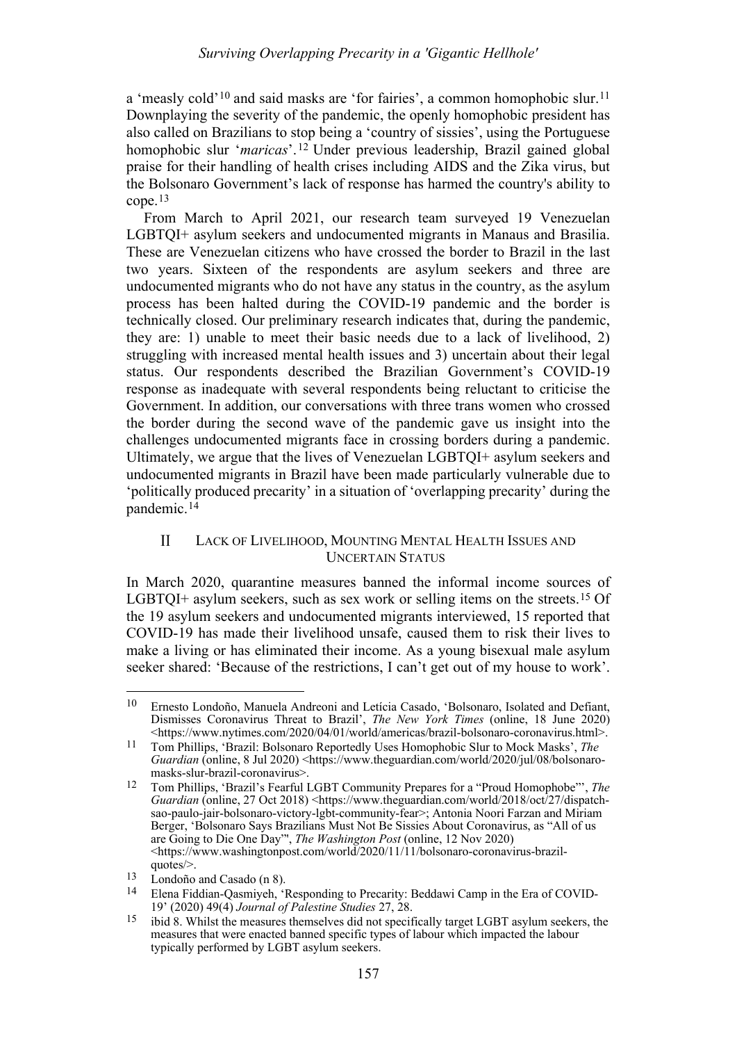a 'measly cold'[10] and said masks are 'for fairies', a common homophobic slur.[11] Downplaying the severity of the pandemic, the openly homophobic president has also called on Brazilians to stop being a 'country of sissies', using the Portuguese homophobic slur '*maricas*'.[12] Under previous leadership, Brazil gained global praise for their handling of health crises including AIDS and the Zika virus, but the Bolsonaro Government's lack of response has harmed the country's ability to cope.[13]

From March to April 2021, our research team surveyed 19 Venezuelan LGBTQI+ asylum seekers and undocumented migrants in Manaus and Brasilia. These are Venezuelan citizens who have crossed the border to Brazil in the last two years. Sixteen of the respondents are asylum seekers and three are undocumented migrants who do not have any status in the country, as the asylum process has been halted during the COVID-19 pandemic and the border is technically closed. Our preliminary research indicates that, during the pandemic, they are: 1) unable to meet their basic needs due to a lack of livelihood, 2) struggling with increased mental health issues and 3) uncertain about their legal status. Our respondents described the Brazilian Government's COVID-19 response as inadequate with several respondents being reluctant to criticise the Government. In addition, our conversations with three trans women who crossed the border during the second wave of the pandemic gave us insight into the challenges undocumented migrants face in crossing borders during a pandemic. Ultimately, we argue that the lives of Venezuelan LGBTQI+ asylum seekers and undocumented migrants in Brazil have been made particularly vulnerable due to 'politically produced precarity' in a situation of 'overlapping precarity' during the pandemic.[14]

## II LACK OF LIVELIHOOD, MOUNTING MENTAL HEALTH ISSUES AND UNCERTAIN STATUS

In March 2020, quarantine measures banned the informal income sources of LGBTQI+ asylum seekers, such as sex work or selling items on the streets.[15] Of the 19 asylum seekers and undocumented migrants interviewed, 15 reported that COVID-19 has made their livelihood unsafe, caused them to risk their lives to make a living or has eliminated their income. As a young bisexual male asylum seeker shared: 'Because of the restrictions, I can't get out of my house to work'.

---

[10] Ernesto Londoño, Manuela Andreoni and Letícia Casado, 'Bolsonaro, Isolated and Defiant, Dismisses Coronavirus Threat to Brazil', *The New York Times* (online, 18 June 2020) <https://www.nytimes.com/2020/04/01/world/americas/brazil-bolsonaro-coronavirus.html>.

[11] Tom Phillips, 'Brazil: Bolsonaro Reportedly Uses Homophobic Slur to Mock Masks', *The Guardian* (online, 8 Jul 2020) <https://www.theguardian.com/world/2020/jul/08/bolsonaro-masks-slur-brazil-coronavirus>.

[12] Tom Phillips, 'Brazil's Fearful LGBT Community Prepares for a "Proud Homophobe"', *The Guardian* (online, 27 Oct 2018) <https://www.theguardian.com/world/2018/oct/27/dispatch-sao-paulo-jair-bolsonaro-victory-lgbt-community-fear>; Antonia Noori Farzan and Miriam Berger, 'Bolsonaro Says Brazilians Must Not Be Sissies About Coronavirus, as "All of us are Going to Die One Day"', *The Washington Post* (online, 12 Nov 2020) <https://www.washingtonpost.com/world/2020/11/11/bolsonaro-coronavirus-brazil-quotes/>.

[13] Londoño and Casado (n 8).

[14] Elena Fiddian-Qasmiyeh, 'Responding to Precarity: Beddawi Camp in the Era of COVID-19' (2020) 49(4) *Journal of Palestine Studies* 27, 28.

[15] ibid 8. Whilst the measures themselves did not specifically target LGBT asylum seekers, the measures that were enacted banned specific types of labour which impacted the labour typically performed by LGBT asylum seekers.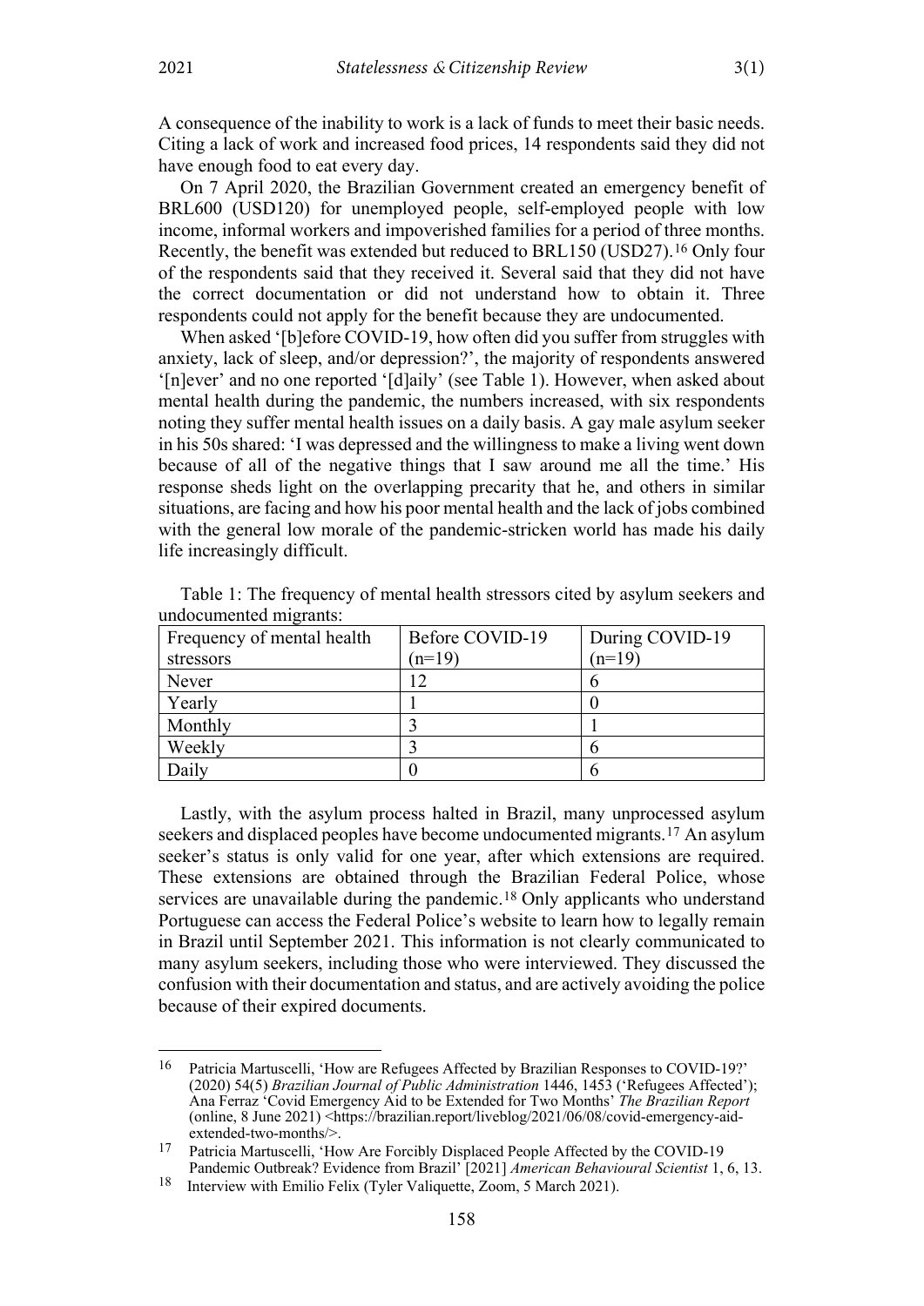A consequence of the inability to work is a lack of funds to meet their basic needs. Citing a lack of work and increased food prices, 14 respondents said they did not have enough food to eat every day.

On 7 April 2020, the Brazilian Government created an emergency benefit of BRL600 (USD120) for unemployed people, self-employed people with low income, informal workers and impoverished families for a period of three months. Recently, the benefit was extended but reduced to BRL150 (USD27).[16] Only four of the respondents said that they received it. Several said that they did not have the correct documentation or did not understand how to obtain it. Three respondents could not apply for the benefit because they are undocumented.

When asked '[b]efore COVID-19, how often did you suffer from struggles with anxiety, lack of sleep, and/or depression?', the majority of respondents answered '[n]ever' and no one reported '[d]aily' (see Table 1). However, when asked about mental health during the pandemic, the numbers increased, with six respondents noting they suffer mental health issues on a daily basis. A gay male asylum seeker in his 50s shared: 'I was depressed and the willingness to make a living went down because of all of the negative things that I saw around me all the time.' His response sheds light on the overlapping precarity that he, and others in similar situations, are facing and how his poor mental health and the lack of jobs combined with the general low morale of the pandemic-stricken world has made his daily life increasingly difficult.

Table 1: The frequency of mental health stressors cited by asylum seekers and undocumented migrants:

| Frequency of mental health stressors | Before COVID-19 (n=19) | During COVID-19 (n=19) |
| --- | --- | --- |
| Never | 12 | 6 |
| Yearly | 1 | 0 |
| Monthly | 3 | 1 |
| Weekly | 3 | 6 |
| Daily | 0 | 6 |

Lastly, with the asylum process halted in Brazil, many unprocessed asylum seekers and displaced peoples have become undocumented migrants.[17] An asylum seeker's status is only valid for one year, after which extensions are required. These extensions are obtained through the Brazilian Federal Police, whose services are unavailable during the pandemic.[18] Only applicants who understand Portuguese can access the Federal Police's website to learn how to legally remain in Brazil until September 2021. This information is not clearly communicated to many asylum seekers, including those who were interviewed. They discussed the confusion with their documentation and status, and are actively avoiding the police because of their expired documents.

---

[16] Patricia Martuscelli, 'How are Refugees Affected by Brazilian Responses to COVID-19?' (2020) 54(5) *Brazilian Journal of Public Administration* 1446, 1453 ('Refugees Affected'); Ana Ferraz 'Covid Emergency Aid to be Extended for Two Months' *The Brazilian Report* (online, 8 June 2021) <https://brazilian.report/liveblog/2021/06/08/covid-emergency-aid-extended-two-months/>.

[17] Patricia Martuscelli, 'How Are Forcibly Displaced People Affected by the COVID-19 Pandemic Outbreak? Evidence from Brazil' [2021] *American Behavioural Scientist* 1, 6, 13.

[18] Interview with Emilio Felix (Tyler Valiquette, Zoom, 5 March 2021).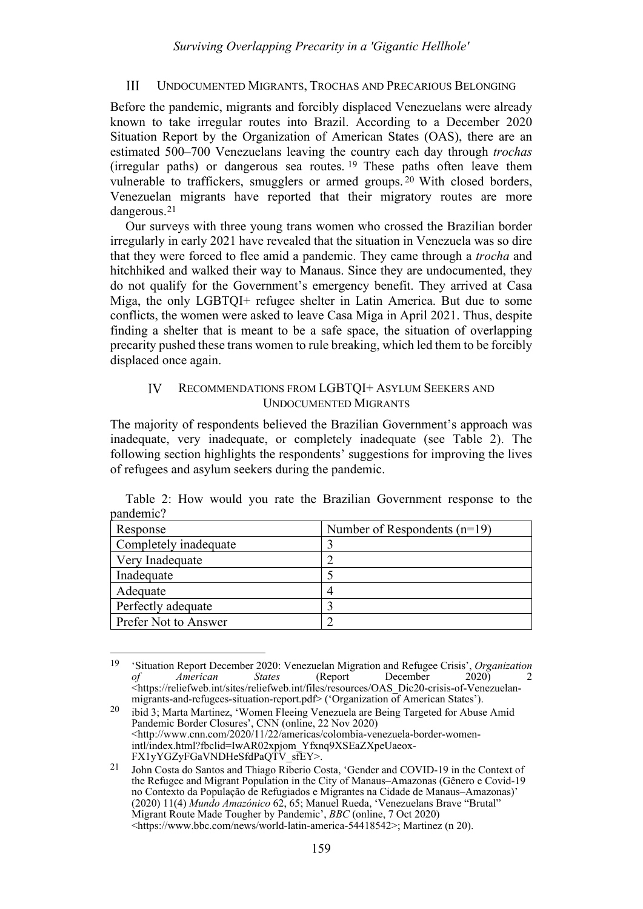## III Undocumented Migrants, Trochas and Precarious Belonging

Before the pandemic, migrants and forcibly displaced Venezuelans were already known to take irregular routes into Brazil. According to a December 2020 Situation Report by the Organization of American States (OAS), there are an estimated 500–700 Venezuelans leaving the country each day through *trochas* (irregular paths) or dangerous sea routes.[19] These paths often leave them vulnerable to traffickers, smugglers or armed groups.[20] With closed borders, Venezuelan migrants have reported that their migratory routes are more dangerous.[21]

Our surveys with three young trans women who crossed the Brazilian border irregularly in early 2021 have revealed that the situation in Venezuela was so dire that they were forced to flee amid a pandemic. They came through a *trocha* and hitchhiked and walked their way to Manaus. Since they are undocumented, they do not qualify for the Government's emergency benefit. They arrived at Casa Miga, the only LGBTQI+ refugee shelter in Latin America. But due to some conflicts, the women were asked to leave Casa Miga in April 2021. Thus, despite finding a shelter that is meant to be a safe space, the situation of overlapping precarity pushed these trans women to rule breaking, which led them to be forcibly displaced once again.

## IV Recommendations from LGBTQI+ Asylum Seekers and Undocumented Migrants

The majority of respondents believed the Brazilian Government's approach was inadequate, very inadequate, or completely inadequate (see Table 2). The following section highlights the respondents' suggestions for improving the lives of refugees and asylum seekers during the pandemic.

Table 2: How would you rate the Brazilian Government response to the pandemic?

| Response | Number of Respondents (n=19) |
| --- | --- |
| Completely inadequate | 3 |
| Very Inadequate | 2 |
| Inadequate | 5 |
| Adequate | 4 |
| Perfectly adequate | 3 |
| Prefer Not to Answer | 2 |

---

[19] 'Situation Report December 2020: Venezuelan Migration and Refugee Crisis', *Organization of American States* (Report December 2020) 2 <https://reliefweb.int/sites/reliefweb.int/files/resources/OAS_Dic20-crisis-of-Venezuelan-migrants-and-refugees-situation-report.pdf> ('Organization of American States').

[20] ibid 3; Marta Martinez, 'Women Fleeing Venezuela are Being Targeted for Abuse Amid Pandemic Border Closures', CNN (online, 22 Nov 2020) <http://www.cnn.com/2020/11/22/americas/colombia-venezuela-border-women-intl/index.html?fbclid=IwAR02xpjom_Yfxnq9XSEaZXpeUaeox-FX1yYGZyFGaVNDHeSfdPaQTV_sfEY>.

[21] John Costa do Santos and Thiago Riberio Costa, 'Gender and COVID-19 in the Context of the Refugee and Migrant Population in the City of Manaus–Amazonas (Gênero e Covid-19 no Contexto da População de Refugiados e Migrantes na Cidade de Manaus–Amazonas)' (2020) 11(4) *Mundo Amazónico* 62, 65; Manuel Rueda, 'Venezuelans Brave "Brutal" Migrant Route Made Tougher by Pandemic', *BBC* (online, 7 Oct 2020) <https://www.bbc.com/news/world-latin-america-54418542>; Martinez (n 20).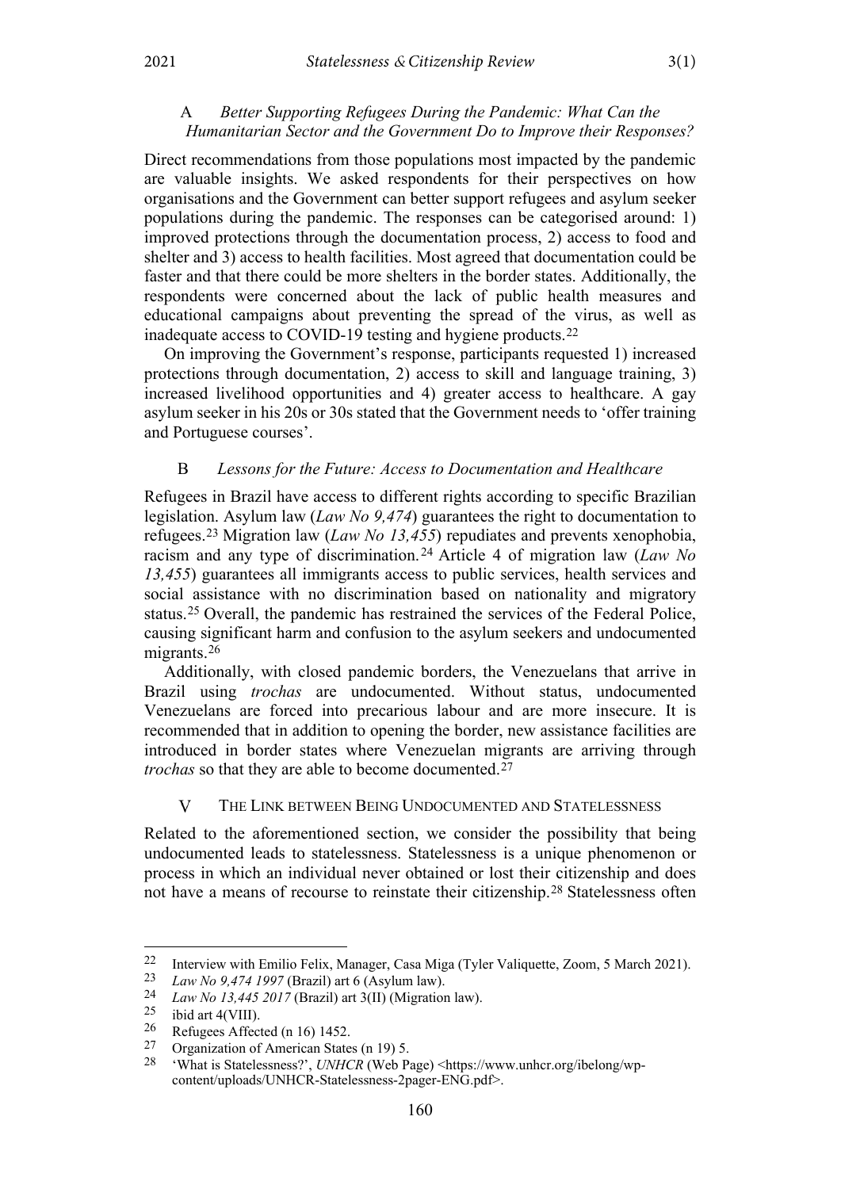### A *Better Supporting Refugees During the Pandemic: What Can the Humanitarian Sector and the Government Do to Improve their Responses?*

Direct recommendations from those populations most impacted by the pandemic are valuable insights. We asked respondents for their perspectives on how organisations and the Government can better support refugees and asylum seeker populations during the pandemic. The responses can be categorised around: 1) improved protections through the documentation process, 2) access to food and shelter and 3) access to health facilities. Most agreed that documentation could be faster and that there could be more shelters in the border states. Additionally, the respondents were concerned about the lack of public health measures and educational campaigns about preventing the spread of the virus, as well as inadequate access to COVID-19 testing and hygiene products.[22]

On improving the Government's response, participants requested 1) increased protections through documentation, 2) access to skill and language training, 3) increased livelihood opportunities and 4) greater access to healthcare. A gay asylum seeker in his 20s or 30s stated that the Government needs to 'offer training and Portuguese courses'.

### B *Lessons for the Future: Access to Documentation and Healthcare*

Refugees in Brazil have access to different rights according to specific Brazilian legislation. Asylum law (*Law No 9,474*) guarantees the right to documentation to refugees.[23] Migration law (*Law No 13,455*) repudiates and prevents xenophobia, racism and any type of discrimination.[24] Article 4 of migration law (*Law No 13,455*) guarantees all immigrants access to public services, health services and social assistance with no discrimination based on nationality and migratory status.[25] Overall, the pandemic has restrained the services of the Federal Police, causing significant harm and confusion to the asylum seekers and undocumented migrants.[26]

Additionally, with closed pandemic borders, the Venezuelans that arrive in Brazil using *trochas* are undocumented. Without status, undocumented Venezuelans are forced into precarious labour and are more insecure. It is recommended that in addition to opening the border, new assistance facilities are introduced in border states where Venezuelan migrants are arriving through *trochas* so that they are able to become documented.[27]

## V THE LINK BETWEEN BEING UNDOCUMENTED AND STATELESSNESS

Related to the aforementioned section, we consider the possibility that being undocumented leads to statelessness. Statelessness is a unique phenomenon or process in which an individual never obtained or lost their citizenship and does not have a means of recourse to reinstate their citizenship.[28] Statelessness often

---

22 Interview with Emilio Felix, Manager, Casa Miga (Tyler Valiquette, Zoom, 5 March 2021).

23 *Law No 9,474 1997* (Brazil) art 6 (Asylum law).

24 *Law No 13,445 2017* (Brazil) art 3(II) (Migration law).

25 ibid art 4(VIII).

26 Refugees Affected (n 16) 1452.

27 Organization of American States (n 19) 5.

28 'What is Statelessness?', *UNHCR* (Web Page) <https://www.unhcr.org/ibelong/wp-content/uploads/UNHCR-Statelessness-2pager-ENG.pdf>.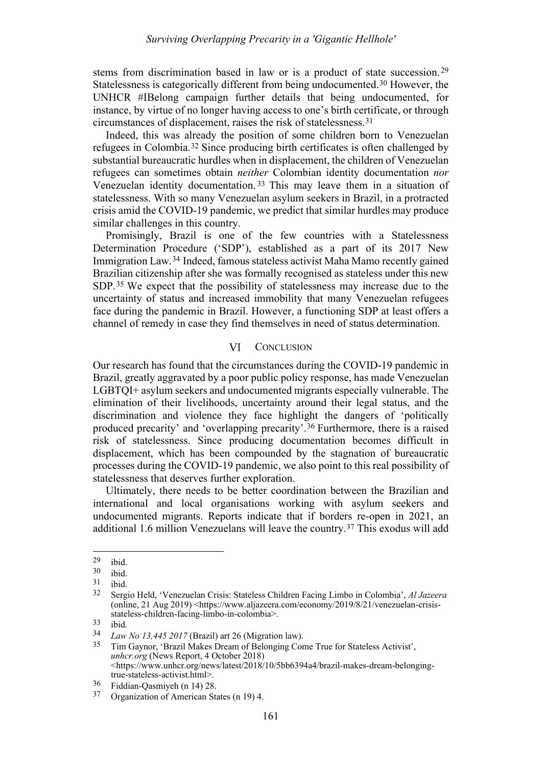stems from discrimination based in law or is a product of state succession.[29] Statelessness is categorically different from being undocumented.[30] However, the UNHCR #IBelong campaign further details that being undocumented, for instance, by virtue of no longer having access to one's birth certificate, or through circumstances of displacement, raises the risk of statelessness.[31]

Indeed, this was already the position of some children born to Venezuelan refugees in Colombia.[32] Since producing birth certificates is often challenged by substantial bureaucratic hurdles when in displacement, the children of Venezuelan refugees can sometimes obtain *neither* Colombian identity documentation *nor* Venezuelan identity documentation.[33] This may leave them in a situation of statelessness. With so many Venezuelan asylum seekers in Brazil, in a protracted crisis amid the COVID-19 pandemic, we predict that similar hurdles may produce similar challenges in this country.

Promisingly, Brazil is one of the few countries with a Statelessness Determination Procedure ('SDP'), established as a part of its 2017 New Immigration Law.[34] Indeed, famous stateless activist Maha Mamo recently gained Brazilian citizenship after she was formally recognised as stateless under this new SDP.[35] We expect that the possibility of statelessness may increase due to the uncertainty of status and increased immobility that many Venezuelan refugees face during the pandemic in Brazil. However, a functioning SDP at least offers a channel of remedy in case they find themselves in need of status determination.

## VI Conclusion

Our research has found that the circumstances during the COVID-19 pandemic in Brazil, greatly aggravated by a poor public policy response, has made Venezuelan LGBTQI+ asylum seekers and undocumented migrants especially vulnerable. The elimination of their livelihoods, uncertainty around their legal status, and the discrimination and violence they face highlight the dangers of 'politically produced precarity' and 'overlapping precarity'.[36] Furthermore, there is a raised risk of statelessness. Since producing documentation becomes difficult in displacement, which has been compounded by the stagnation of bureaucratic processes during the COVID-19 pandemic, we also point to this real possibility of statelessness that deserves further exploration.

Ultimately, there needs to be better coordination between the Brazilian and international and local organisations working with asylum seekers and undocumented migrants. Reports indicate that if borders re-open in 2021, an additional 1.6 million Venezuelans will leave the country.[37] This exodus will add

---

[29] ibid.

[30] ibid.

[31] ibid.

[32] Sergio Held, 'Venezuelan Crisis: Stateless Children Facing Limbo in Colombia', *Al Jazeera* (online, 21 Aug 2019) <https://www.aljazeera.com/economy/2019/8/21/venezuelan-crisis-stateless-children-facing-limbo-in-colombia>.

[33] ibid.

[34] *Law No 13,445 2017* (Brazil) art 26 (Migration law).

[35] Tim Gaynor, 'Brazil Makes Dream of Belonging Come True for Stateless Activist', *unhcr.org* (News Report, 4 October 2018) <https://www.unhcr.org/news/latest/2018/10/5bb6394a4/brazil-makes-dream-belonging-true-stateless-activist.html>.

[36] Fiddian-Qasmiyeh (n 14) 28.

[37] Organization of American States (n 19) 4.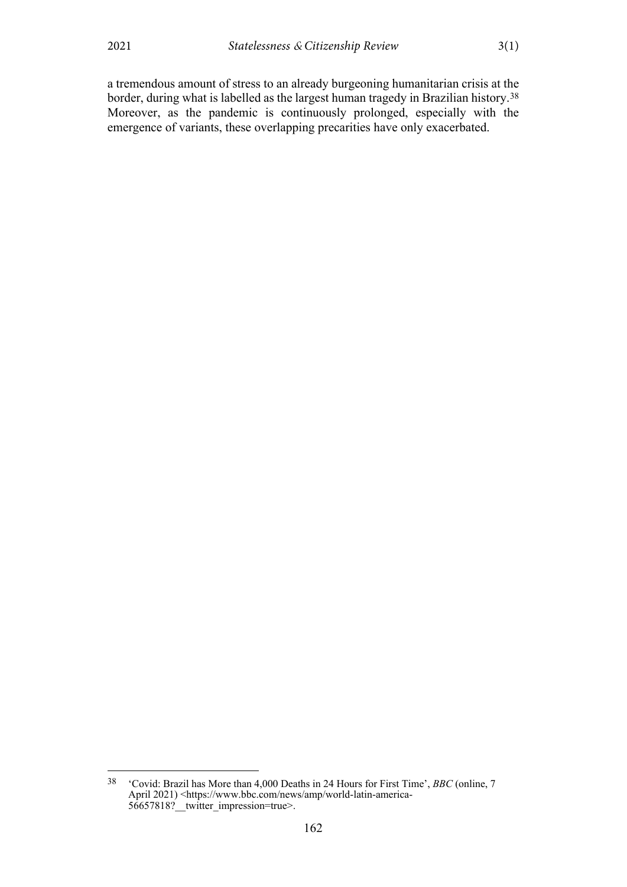a tremendous amount of stress to an already burgeoning humanitarian crisis at the border, during what is labelled as the largest human tragedy in Brazilian history.[38] Moreover, as the pandemic is continuously prolonged, especially with the emergence of variants, these overlapping precarities have only exacerbated.

---

[38] 'Covid: Brazil has More than 4,000 Deaths in 24 Hours for First Time', *BBC* (online, 7 April 2021) <https://www.bbc.com/news/amp/world-latin-america-56657818?__twitter_impression=true>.